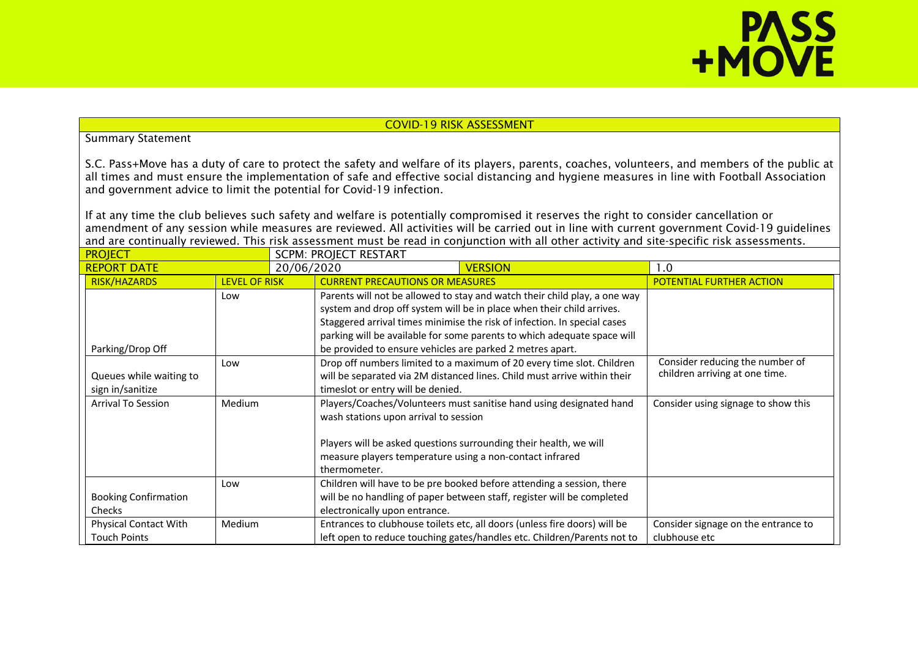PASS +MOVE

## COVID-19 RISK ASSESSMENT

Summary Statement

S.C. Pass+Move has a duty of care to protect the safety and welfare of its players, parents, coaches, volunteers, and members of the public at all times and must ensure the implementation of safe and effective social distancing and hygiene measures in line with Football Association and government advice to limit the potential for Covid-19 infection.

If at any time the club believes such safety and welfare is potentially compromised it reserves the right to consider cancellation or amendment of any session while measures are reviewed. All activities will be carried out in line with current government Covid-19 guidelines and are continually reviewed. This risk assessment must be read in conjunction with all other activity and site-specific risk assessments.

| PROJECT | SCPM: PROJECT RESTART | | |
|---|---|---|---|
| REPORT DATE | 20/06/2020 | VERSION | 1.0 |

| RISK/HAZARDS | LEVEL OF RISK | CURRENT PRECAUTIONS OR MEASURES | POTENTIAL FURTHER ACTION |
|---|---|---|---|
| Parking/Drop Off | Low | Parents will not be allowed to stay and watch their child play, a one way system and drop off system will be in place when their child arrives. Staggered arrival times minimise the risk of infection. In special cases parking will be available for some parents to which adequate space will be provided to ensure vehicles are parked 2 metres apart. | |
| Queues while waiting to sign in/sanitize | Low | Drop off numbers limited to a maximum of 20 every time slot. Children will be separated via 2M distanced lines. Child must arrive within their timeslot or entry will be denied. | Consider reducing the number of children arriving at one time. |
| Arrival To Session | Medium | Players/Coaches/Volunteers must sanitise hand using designated hand wash stations upon arrival to session<br><br>Players will be asked questions surrounding their health, we will measure players temperature using a non-contact infrared thermometer. | Consider using signage to show this |
| Booking Confirmation Checks | Low | Children will have to be pre booked before attending a session, there will be no handling of paper between staff, register will be completed electronically upon entrance. | |
| Physical Contact With Touch Points | Medium | Entrances to clubhouse toilets etc, all doors (unless fire doors) will be left open to reduce touching gates/handles etc. Children/Parents not to | Consider signage on the entrance to clubhouse etc |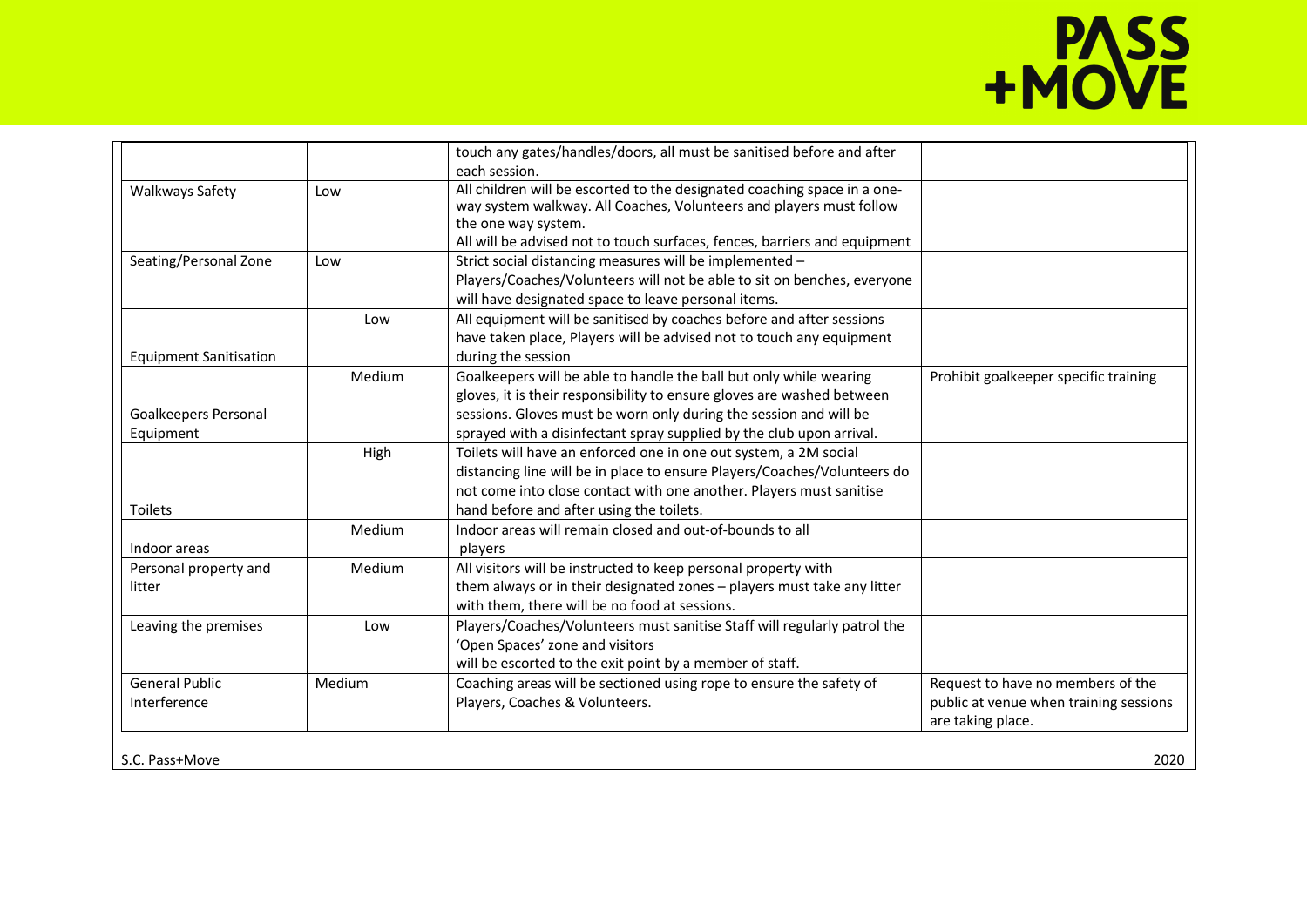| | | | |
|---|---|---|---|
| | | touch any gates/handles/doors, all must be sanitised before and after each session. | |
| Walkways Safety | Low | All children will be escorted to the designated coaching space in a one-way system walkway. All Coaches, Volunteers and players must follow the one way system. All will be advised not to touch surfaces, fences, barriers and equipment | |
| Seating/Personal Zone | Low | Strict social distancing measures will be implemented – Players/Coaches/Volunteers will not be able to sit on benches, everyone will have designated space to leave personal items. | |
| Equipment Sanitisation | Low | All equipment will be sanitised by coaches before and after sessions have taken place, Players will be advised not to touch any equipment during the session | |
| Goalkeepers Personal Equipment | Medium | Goalkeepers will be able to handle the ball but only while wearing gloves, it is their responsibility to ensure gloves are washed between sessions. Gloves must be worn only during the session and will be sprayed with a disinfectant spray supplied by the club upon arrival. | Prohibit goalkeeper specific training |
| Toilets | High | Toilets will have an enforced one in one out system, a 2M social distancing line will be in place to ensure Players/Coaches/Volunteers do not come into close contact with one another. Players must sanitise hand before and after using the toilets. | |
| Indoor areas | Medium | Indoor areas will remain closed and out-of-bounds to all players | |
| Personal property and litter | Medium | All visitors will be instructed to keep personal property with them always or in their designated zones – players must take any litter with them, there will be no food at sessions. | |
| Leaving the premises | Low | Players/Coaches/Volunteers must sanitise Staff will regularly patrol the 'Open Spaces' zone and visitors will be escorted to the exit point by a member of staff. | |
| General Public Interference | Medium | Coaching areas will be sectioned using rope to ensure the safety of Players, Coaches & Volunteers. | Request to have no members of the public at venue when training sessions are taking place. |